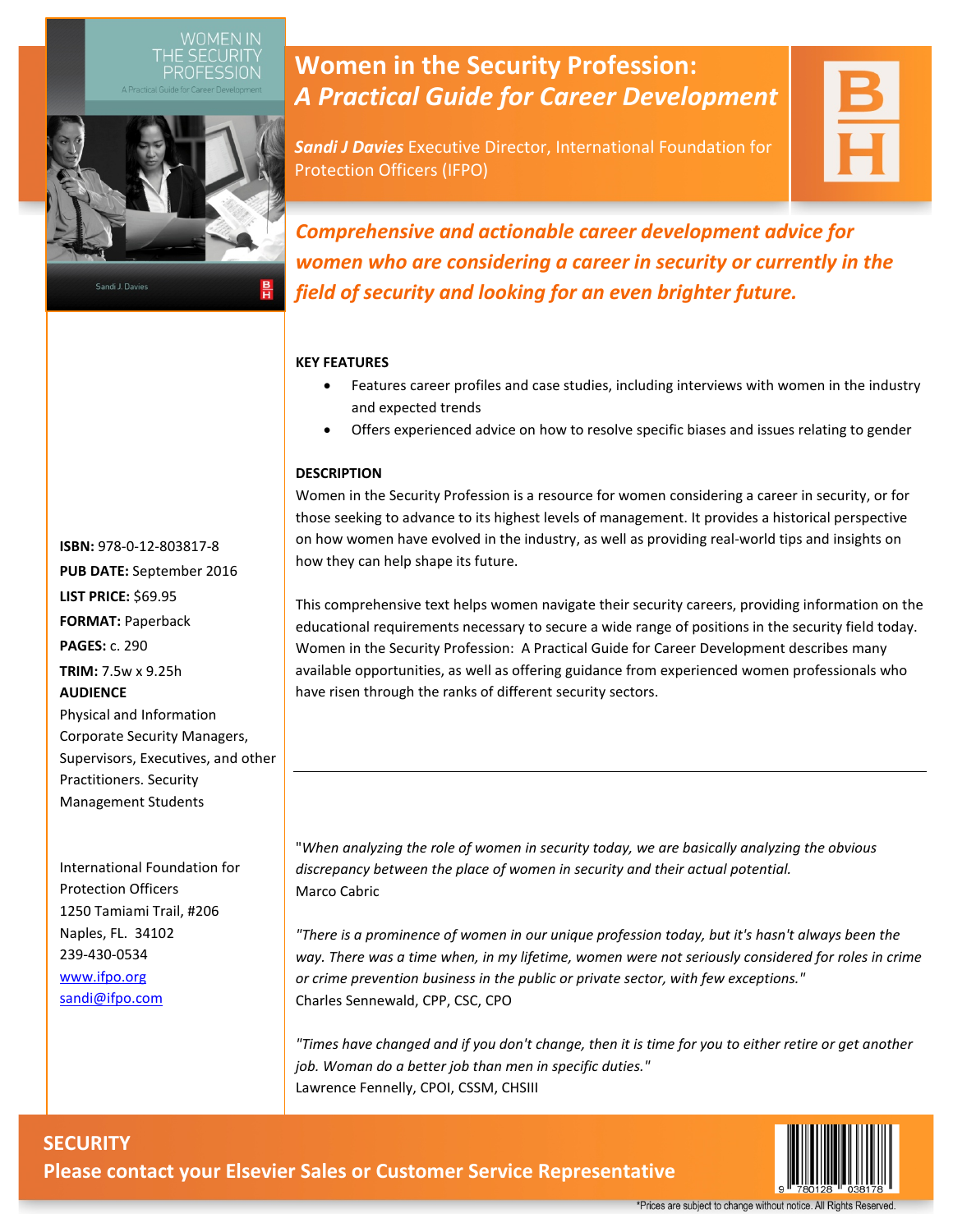# Women in the Security Profession: *A Practical Guide for Career Development*

***Sandi J Davies*** Executive Director, International Foundation for Protection Officers (IFPO)

***Comprehensive and actionable career development advice for women who are considering a career in security or currently in the field of security and looking for an even brighter future.***

**KEY FEATURES**

- Features career profiles and case studies, including interviews with women in the industry and expected trends
- Offers experienced advice on how to resolve specific biases and issues relating to gender

**DESCRIPTION**

Women in the Security Profession is a resource for women considering a career in security, or for those seeking to advance to its highest levels of management. It provides a historical perspective on how women have evolved in the industry, as well as providing real-world tips and insights on how they can help shape its future.

This comprehensive text helps women navigate their security careers, providing information on the educational requirements necessary to secure a wide range of positions in the security field today. Women in the Security Profession: A Practical Guide for Career Development describes many available opportunities, as well as offering guidance from experienced women professionals who have risen through the ranks of different security sectors.

---

**ISBN:** 978-0-12-803817-8
**PUB DATE:** September 2016
**LIST PRICE:** $69.95
**FORMAT:** Paperback
**PAGES:** c. 290
**TRIM:** 7.5w x 9.25h

**AUDIENCE**

Physical and Information Corporate Security Managers, Supervisors, Executives, and other Practitioners. Security Management Students

International Foundation for Protection Officers
1250 Tamiami Trail, #206
Naples, FL. 34102
239-430-0534
www.ifpo.org
sandi@ifpo.com

"*When analyzing the role of women in security today, we are basically analyzing the obvious discrepancy between the place of women in security and their actual potential.*
Marco Cabric

*"There is a prominence of women in our unique profession today, but it's hasn't always been the way. There was a time when, in my lifetime, women were not seriously considered for roles in crime or crime prevention business in the public or private sector, with few exceptions."*
Charles Sennewald, CPP, CSC, CPO

*"Times have changed and if you don't change, then it is time for you to either retire or get another job. Woman do a better job than men in specific duties."*
Lawrence Fennelly, CPOI, CSSM, CHSIII

**SECURITY**

**Please contact your Elsevier Sales or Customer Service Representative**

9 780128 038178

*Prices are subject to change without notice. All Rights Reserved.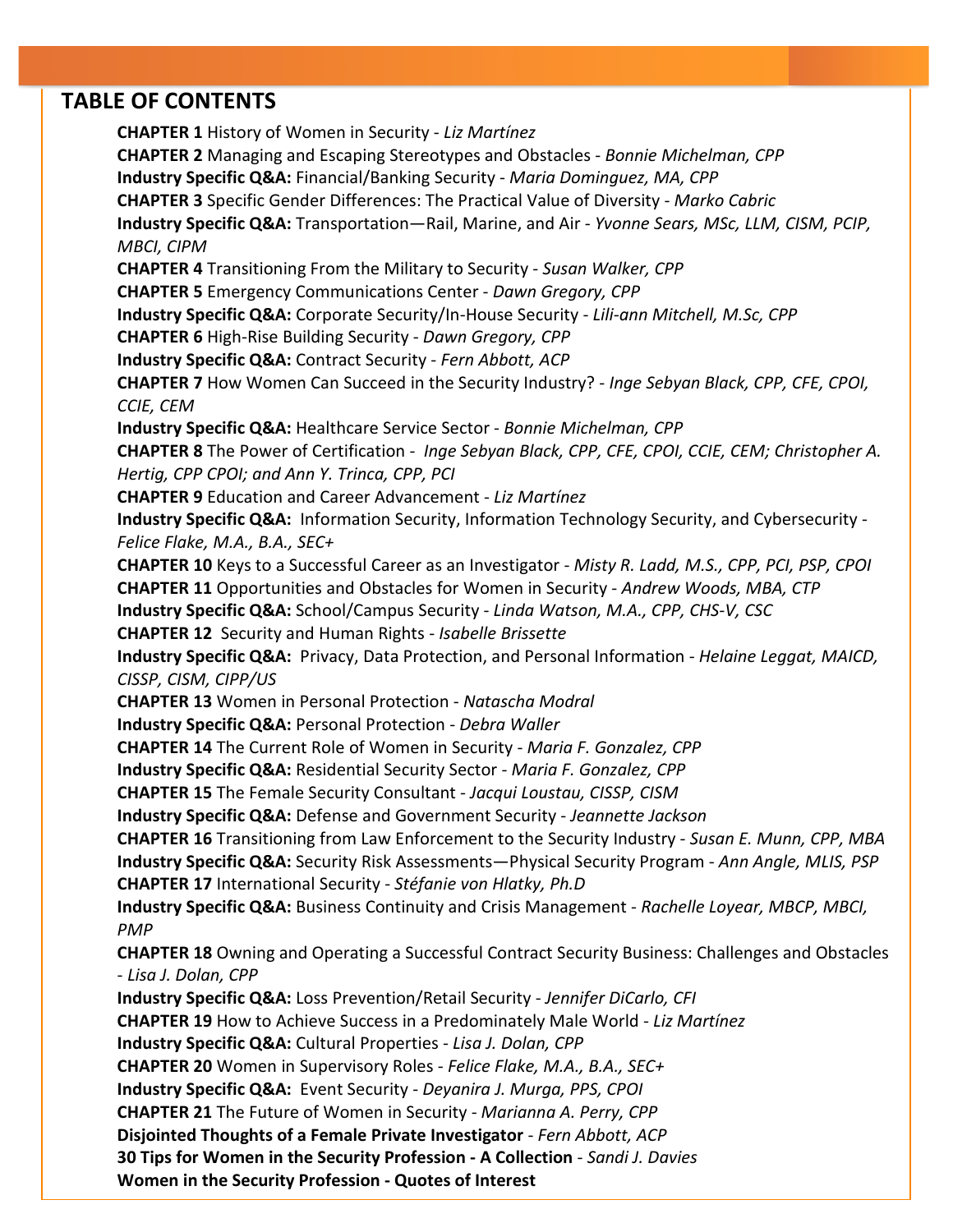## TABLE OF CONTENTS

**CHAPTER 1** History of Women in Security - *Liz Martínez*
**CHAPTER 2** Managing and Escaping Stereotypes and Obstacles - *Bonnie Michelman, CPP*
**Industry Specific Q&A:** Financial/Banking Security - *Maria Dominguez, MA, CPP*
**CHAPTER 3** Specific Gender Differences: The Practical Value of Diversity - *Marko Cabric*
**Industry Specific Q&A:** Transportation—Rail, Marine, and Air - *Yvonne Sears, MSc, LLM, CISM, PCIP, MBCI, CIPM*
**CHAPTER 4** Transitioning From the Military to Security - *Susan Walker, CPP*
**CHAPTER 5** Emergency Communications Center - *Dawn Gregory, CPP*
**Industry Specific Q&A:** Corporate Security/In-House Security - *Lili-ann Mitchell, M.Sc, CPP*
**CHAPTER 6** High-Rise Building Security - *Dawn Gregory, CPP*
**Industry Specific Q&A:** Contract Security - *Fern Abbott, ACP*
**CHAPTER 7** How Women Can Succeed in the Security Industry? - *Inge Sebyan Black, CPP, CFE, CPOI, CCIE, CEM*
**Industry Specific Q&A:** Healthcare Service Sector - *Bonnie Michelman, CPP*
**CHAPTER 8** The Power of Certification - *Inge Sebyan Black, CPP, CFE, CPOI, CCIE, CEM; Christopher A. Hertig, CPP CPOI; and Ann Y. Trinca, CPP, PCI*
**CHAPTER 9** Education and Career Advancement - *Liz Martínez*
**Industry Specific Q&A:** Information Security, Information Technology Security, and Cybersecurity - *Felice Flake, M.A., B.A., SEC+*
**CHAPTER 10** Keys to a Successful Career as an Investigator - *Misty R. Ladd, M.S., CPP, PCI, PSP, CPOI*
**CHAPTER 11** Opportunities and Obstacles for Women in Security - *Andrew Woods, MBA, CTP*
**Industry Specific Q&A:** School/Campus Security - *Linda Watson, M.A., CPP, CHS-V, CSC*
**CHAPTER 12** Security and Human Rights - *Isabelle Brissette*
**Industry Specific Q&A:** Privacy, Data Protection, and Personal Information - *Helaine Leggat, MAICD, CISSP, CISM, CIPP/US*
**CHAPTER 13** Women in Personal Protection - *Natascha Modral*
**Industry Specific Q&A:** Personal Protection - *Debra Waller*
**CHAPTER 14** The Current Role of Women in Security - *Maria F. Gonzalez, CPP*
**Industry Specific Q&A:** Residential Security Sector - *Maria F. Gonzalez, CPP*
**CHAPTER 15** The Female Security Consultant - *Jacqui Loustau, CISSP, CISM*
**Industry Specific Q&A:** Defense and Government Security - *Jeannette Jackson*
**CHAPTER 16** Transitioning from Law Enforcement to the Security Industry - *Susan E. Munn, CPP, MBA*
**Industry Specific Q&A:** Security Risk Assessments—Physical Security Program - *Ann Angle, MLIS, PSP*
**CHAPTER 17** International Security - *Stéfanie von Hlatky, Ph.D*
**Industry Specific Q&A:** Business Continuity and Crisis Management - *Rachelle Loyear, MBCP, MBCI, PMP*
**CHAPTER 18** Owning and Operating a Successful Contract Security Business: Challenges and Obstacles - *Lisa J. Dolan, CPP*
**Industry Specific Q&A:** Loss Prevention/Retail Security - *Jennifer DiCarlo, CFI*
**CHAPTER 19** How to Achieve Success in a Predominately Male World - *Liz Martínez*
**Industry Specific Q&A:** Cultural Properties - *Lisa J. Dolan, CPP*
**CHAPTER 20** Women in Supervisory Roles - *Felice Flake, M.A., B.A., SEC+*
**Industry Specific Q&A:** Event Security - *Deyanira J. Murga, PPS, CPOI*
**CHAPTER 21** The Future of Women in Security - *Marianna A. Perry, CPP*
**Disjointed Thoughts of a Female Private Investigator** - *Fern Abbott, ACP*
**30 Tips for Women in the Security Profession - A Collection** - *Sandi J. Davies*
**Women in the Security Profession - Quotes of Interest**